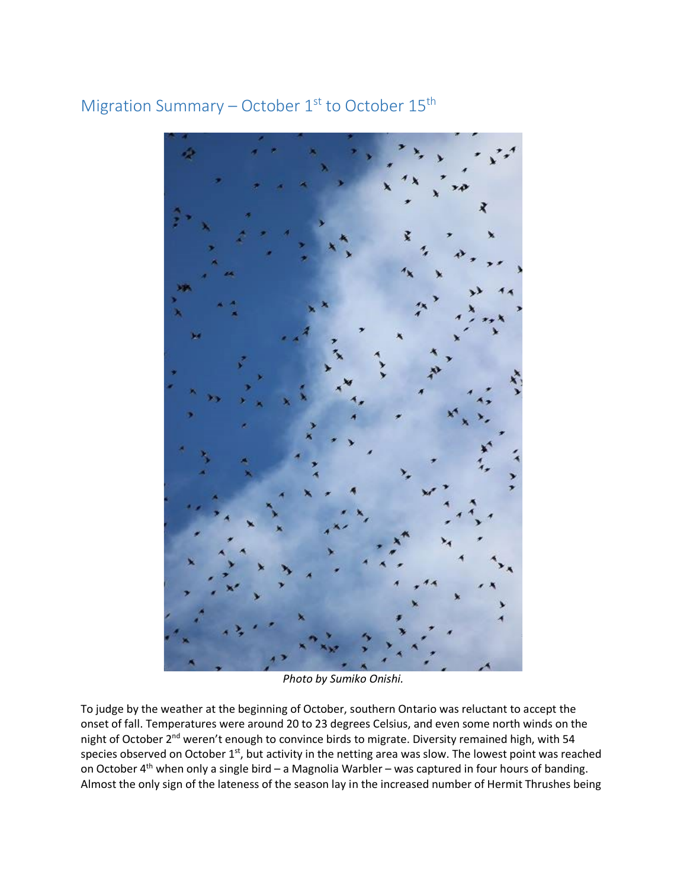## Migration Summary – October 1st to October 15th

*Photo by Sumiko Onishi.*

To judge by the weather at the beginning of October, southern Ontario was reluctant to accept the onset of fall. Temperatures were around 20 to 23 degrees Celsius, and even some north winds on the night of October 2nd weren't enough to convince birds to migrate. Diversity remained high, with 54 species observed on October 1st, but activity in the netting area was slow. The lowest point was reached on October 4th when only a single bird – a Magnolia Warbler – was captured in four hours of banding. Almost the only sign of the lateness of the season lay in the increased number of Hermit Thrushes being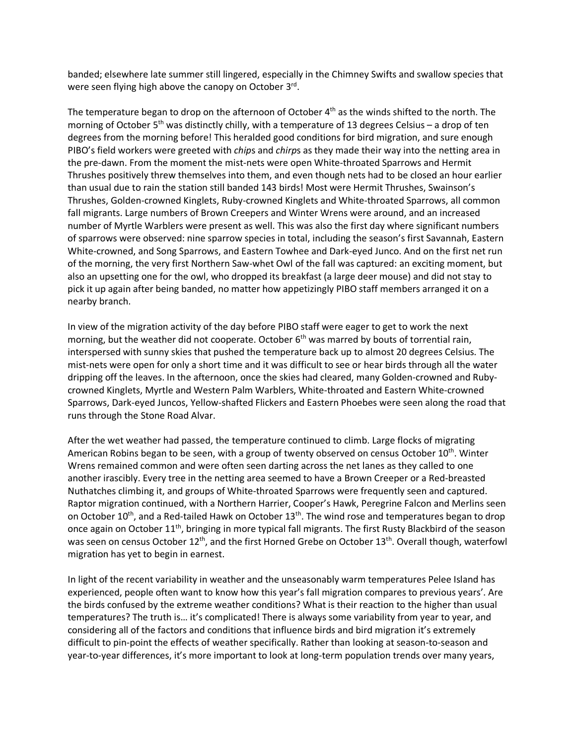banded; elsewhere late summer still lingered, especially in the Chimney Swifts and swallow species that were seen flying high above the canopy on October 3rd.

The temperature began to drop on the afternoon of October 4th as the winds shifted to the north. The morning of October 5th was distinctly chilly, with a temperature of 13 degrees Celsius – a drop of ten degrees from the morning before! This heralded good conditions for bird migration, and sure enough PIBO's field workers were greeted with *chip*s and *chirp*s as they made their way into the netting area in the pre-dawn. From the moment the mist-nets were open White-throated Sparrows and Hermit Thrushes positively threw themselves into them, and even though nets had to be closed an hour earlier than usual due to rain the station still banded 143 birds! Most were Hermit Thrushes, Swainson's Thrushes, Golden-crowned Kinglets, Ruby-crowned Kinglets and White-throated Sparrows, all common fall migrants. Large numbers of Brown Creepers and Winter Wrens were around, and an increased number of Myrtle Warblers were present as well. This was also the first day where significant numbers of sparrows were observed: nine sparrow species in total, including the season's first Savannah, Eastern White-crowned, and Song Sparrows, and Eastern Towhee and Dark-eyed Junco. And on the first net run of the morning, the very first Northern Saw-whet Owl of the fall was captured: an exciting moment, but also an upsetting one for the owl, who dropped its breakfast (a large deer mouse) and did not stay to pick it up again after being banded, no matter how appetizingly PIBO staff members arranged it on a nearby branch.

In view of the migration activity of the day before PIBO staff were eager to get to work the next morning, but the weather did not cooperate. October 6th was marred by bouts of torrential rain, interspersed with sunny skies that pushed the temperature back up to almost 20 degrees Celsius. The mist-nets were open for only a short time and it was difficult to see or hear birds through all the water dripping off the leaves. In the afternoon, once the skies had cleared, many Golden-crowned and Ruby-crowned Kinglets, Myrtle and Western Palm Warblers, White-throated and Eastern White-crowned Sparrows, Dark-eyed Juncos, Yellow-shafted Flickers and Eastern Phoebes were seen along the road that runs through the Stone Road Alvar.

After the wet weather had passed, the temperature continued to climb. Large flocks of migrating American Robins began to be seen, with a group of twenty observed on census October 10th. Winter Wrens remained common and were often seen darting across the net lanes as they called to one another irascibly. Every tree in the netting area seemed to have a Brown Creeper or a Red-breasted Nuthatches climbing it, and groups of White-throated Sparrows were frequently seen and captured. Raptor migration continued, with a Northern Harrier, Cooper's Hawk, Peregrine Falcon and Merlins seen on October 10th, and a Red-tailed Hawk on October 13th. The wind rose and temperatures began to drop once again on October 11th, bringing in more typical fall migrants. The first Rusty Blackbird of the season was seen on census October 12th, and the first Horned Grebe on October 13th. Overall though, waterfowl migration has yet to begin in earnest.

In light of the recent variability in weather and the unseasonably warm temperatures Pelee Island has experienced, people often want to know how this year's fall migration compares to previous years'. Are the birds confused by the extreme weather conditions? What is their reaction to the higher than usual temperatures? The truth is… it's complicated! There is always some variability from year to year, and considering all of the factors and conditions that influence birds and bird migration it's extremely difficult to pin-point the effects of weather specifically. Rather than looking at season-to-season and year-to-year differences, it's more important to look at long-term population trends over many years,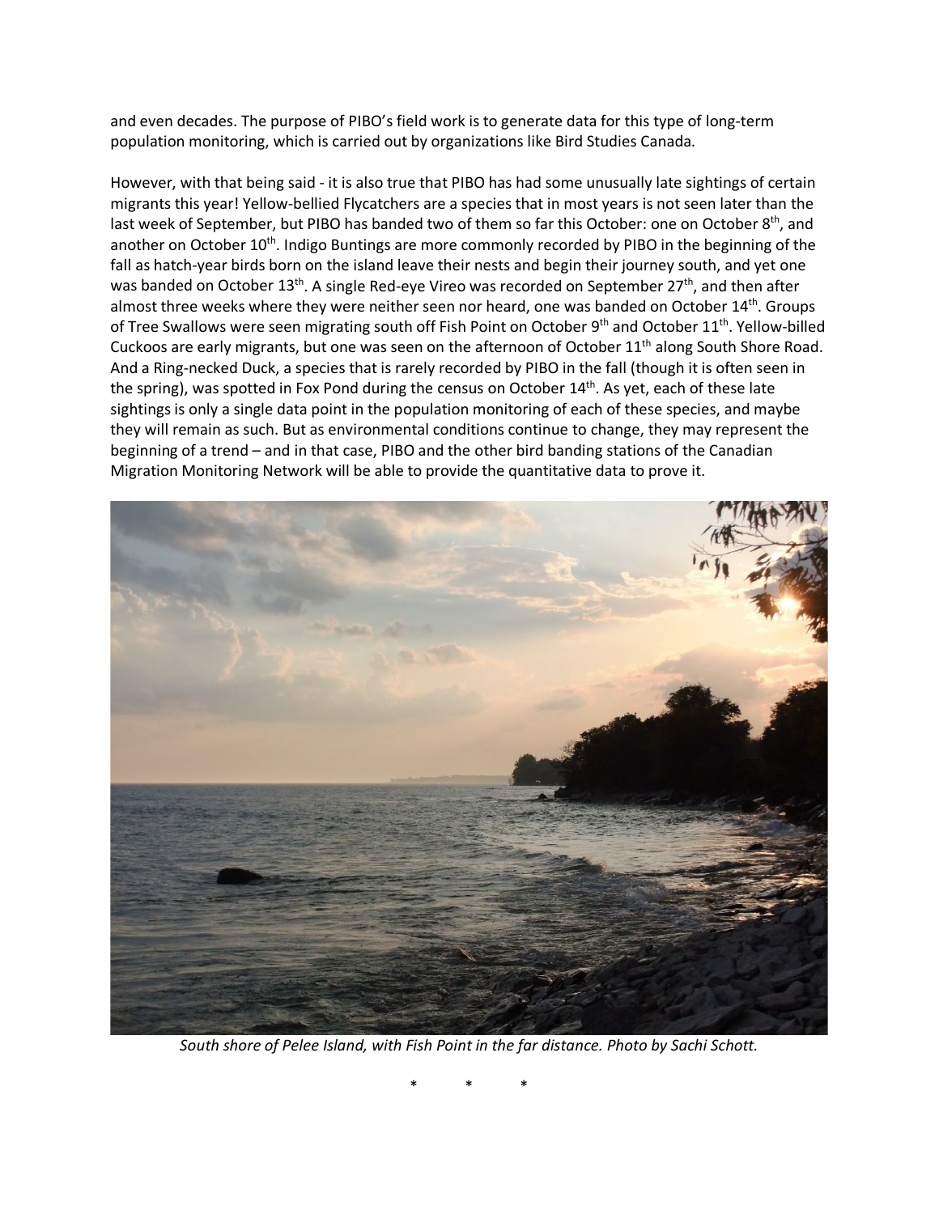and even decades. The purpose of PIBO's field work is to generate data for this type of long-term population monitoring, which is carried out by organizations like Bird Studies Canada.

However, with that being said - it is also true that PIBO has had some unusually late sightings of certain migrants this year! Yellow-bellied Flycatchers are a species that in most years is not seen later than the last week of September, but PIBO has banded two of them so far this October: one on October 8th, and another on October 10th. Indigo Buntings are more commonly recorded by PIBO in the beginning of the fall as hatch-year birds born on the island leave their nests and begin their journey south, and yet one was banded on October 13th. A single Red-eye Vireo was recorded on September 27th, and then after almost three weeks where they were neither seen nor heard, one was banded on October 14th. Groups of Tree Swallows were seen migrating south off Fish Point on October 9th and October 11th. Yellow-billed Cuckoos are early migrants, but one was seen on the afternoon of October 11th along South Shore Road. And a Ring-necked Duck, a species that is rarely recorded by PIBO in the fall (though it is often seen in the spring), was spotted in Fox Pond during the census on October 14th. As yet, each of these late sightings is only a single data point in the population monitoring of each of these species, and maybe they will remain as such. But as environmental conditions continue to change, they may represent the beginning of a trend – and in that case, PIBO and the other bird banding stations of the Canadian Migration Monitoring Network will be able to provide the quantitative data to prove it.

*South shore of Pelee Island, with Fish Point in the far distance. Photo by Sachi Schott.*

\* \* \*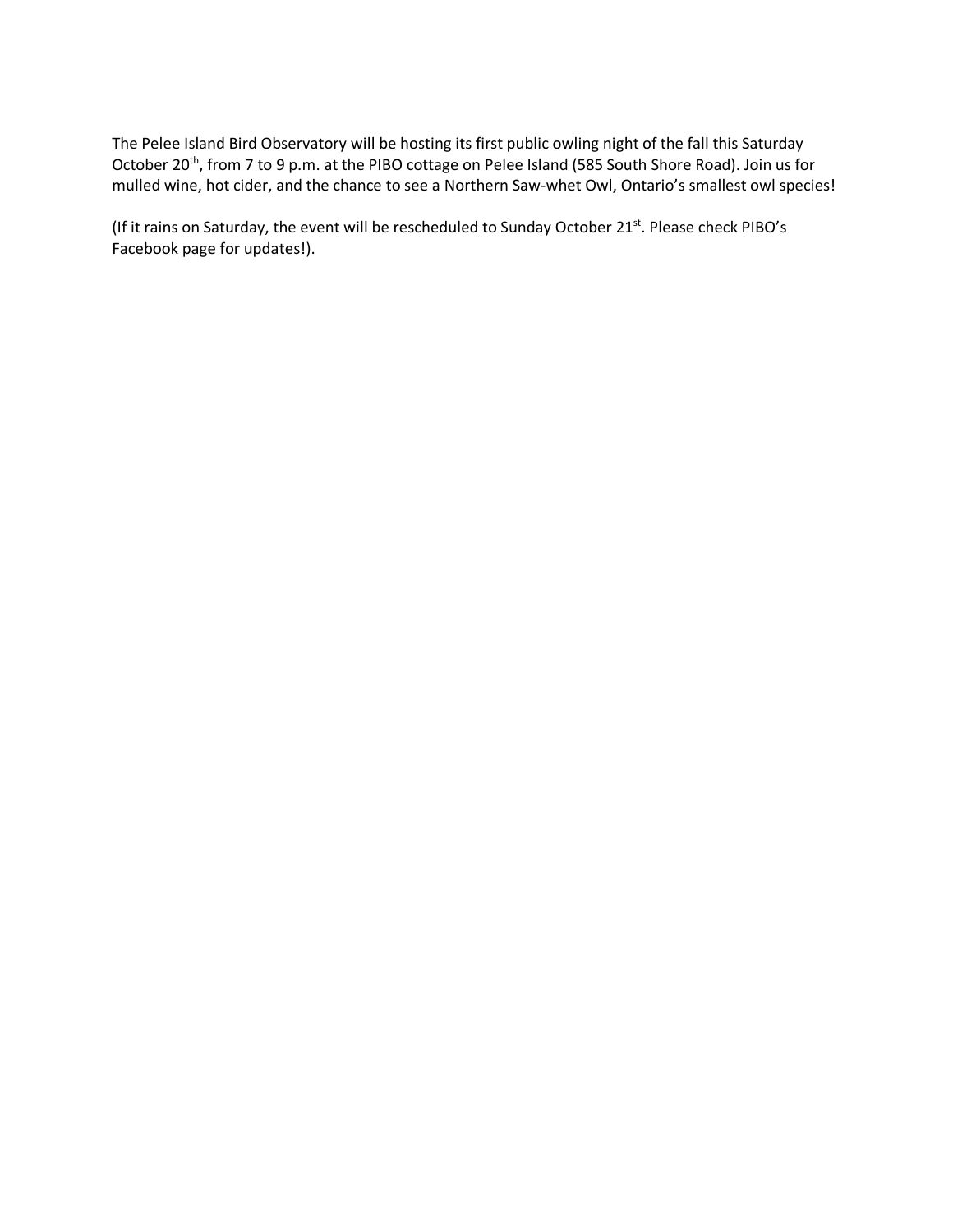The Pelee Island Bird Observatory will be hosting its first public owling night of the fall this Saturday October 20th, from 7 to 9 p.m. at the PIBO cottage on Pelee Island (585 South Shore Road). Join us for mulled wine, hot cider, and the chance to see a Northern Saw-whet Owl, Ontario's smallest owl species!

(If it rains on Saturday, the event will be rescheduled to Sunday October 21st. Please check PIBO's Facebook page for updates!).